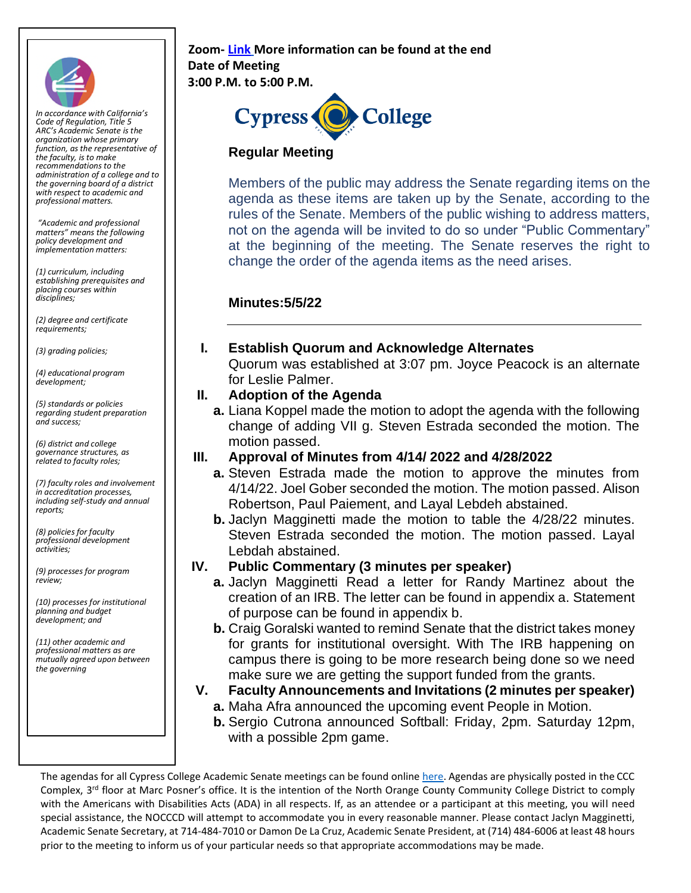*In accordance with California's Code of Regulation, Title 5 ARC's Academic Senate is the organization whose primary function, as the representative of the faculty, is to make recommendations to the administration of a college and to the governing board of a district with respect to academic and professional matters.*

*"Academic and professional matters" means the following policy development and implementation matters:*

*(1) curriculum, including establishing prerequisites and placing courses within disciplines;*

*(2) degree and certificate requirements;*

*(3) grading policies;*

*(4) educational program development;*

*(5) standards or policies regarding student preparation and success;*

*(6) district and college governance structures, as related to faculty roles;*

*(7) faculty roles and involvement in accreditation processes, including self-study and annual reports;*

*(8) policies for faculty professional development activities;*

*(9) processes for program review;*

*(10) processes for institutional planning and budget development; and*

*(11) other academic and professional matters as are mutually agreed upon between the governing*

**Zoom- [Link](#) More information can be found at the end**
**Date of Meeting**
**3:00 P.M. to 5:00 P.M.**

Cypress College

## Regular Meeting

Members of the public may address the Senate regarding items on the agenda as these items are taken up by the Senate, according to the rules of the Senate. Members of the public wishing to address matters, not on the agenda will be invited to do so under "Public Commentary" at the beginning of the meeting. The Senate reserves the right to change the order of the agenda items as the need arises.

### Minutes:5/5/22

---

**I. Establish Quorum and Acknowledge Alternates**

Quorum was established at 3:07 pm. Joyce Peacock is an alternate for Leslie Palmer.

**II. Adoption of the Agenda**

a. Liana Koppel made the motion to adopt the agenda with the following change of adding VII g. Steven Estrada seconded the motion. The motion passed.

**III. Approval of Minutes from 4/14/ 2022 and 4/28/2022**

a. Steven Estrada made the motion to approve the minutes from 4/14/22. Joel Gober seconded the motion. The motion passed. Alison Robertson, Paul Paiement, and Layal Lebdeh abstained.

b. Jaclyn Magginetti made the motion to table the 4/28/22 minutes. Steven Estrada seconded the motion. The motion passed. Layal Lebdah abstained.

**IV. Public Commentary (3 minutes per speaker)**

a. Jaclyn Magginetti Read a letter for Randy Martinez about the creation of an IRB. The letter can be found in appendix a. Statement of purpose can be found in appendix b.

b. Craig Goralski wanted to remind Senate that the district takes money for grants for institutional oversight. With The IRB happening on campus there is going to be more research being done so we need make sure we are getting the support funded from the grants.

**V. Faculty Announcements and Invitations (2 minutes per speaker)**

a. Maha Afra announced the upcoming event People in Motion.

b. Sergio Cutrona announced Softball: Friday, 2pm. Saturday 12pm, with a possible 2pm game.

The agendas for all Cypress College Academic Senate meetings can be found online [here](#). Agendas are physically posted in the CCC Complex, 3rd floor at Marc Posner's office. It is the intention of the North Orange County Community College District to comply with the Americans with Disabilities Acts (ADA) in all respects. If, as an attendee or a participant at this meeting, you will need special assistance, the NOCCCD will attempt to accommodate you in every reasonable manner. Please contact Jaclyn Magginetti, Academic Senate Secretary, at 714-484-7010 or Damon De La Cruz, Academic Senate President, at (714) 484-6006 at least 48 hours prior to the meeting to inform us of your particular needs so that appropriate accommodations may be made.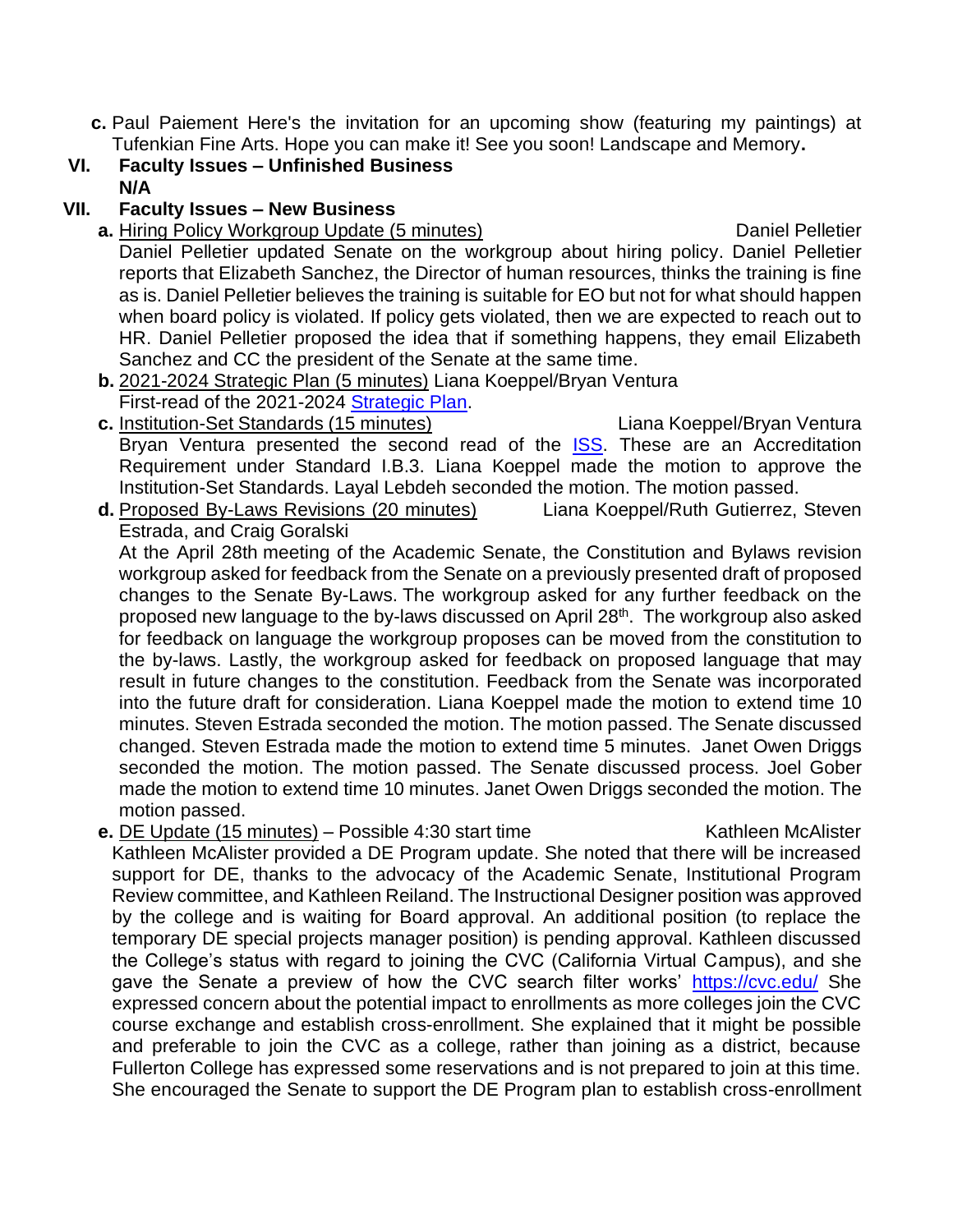c. Paul Paiement Here's the invitation for an upcoming show (featuring my paintings) at Tufenkian Fine Arts. Hope you can make it! See you soon! Landscape and Memory**.**

## VI. Faculty Issues – Unfinished Business

**N/A**

## VII. Faculty Issues – New Business

**a.** Hiring Policy Workgroup Update (5 minutes) Daniel Pelletier

Daniel Pelletier updated Senate on the workgroup about hiring policy. Daniel Pelletier reports that Elizabeth Sanchez, the Director of human resources, thinks the training is fine as is. Daniel Pelletier believes the training is suitable for EO but not for what should happen when board policy is violated. If policy gets violated, then we are expected to reach out to HR. Daniel Pelletier proposed the idea that if something happens, they email Elizabeth Sanchez and CC the president of the Senate at the same time.

**b.** 2021-2024 Strategic Plan (5 minutes) Liana Koeppel/Bryan Ventura

First-read of the 2021-2024 [Strategic Plan](Strategic Plan).

**c.** Institution-Set Standards (15 minutes) Liana Koeppel/Bryan Ventura

Bryan Ventura presented the second read of the [ISS](ISS). These are an Accreditation Requirement under Standard I.B.3. Liana Koeppel made the motion to approve the Institution-Set Standards. Layal Lebdeh seconded the motion. The motion passed.

**d.** Proposed By-Laws Revisions (20 minutes) Liana Koeppel/Ruth Gutierrez, Steven Estrada, and Craig Goralski

At the April 28th meeting of the Academic Senate, the Constitution and Bylaws revision workgroup asked for feedback from the Senate on a previously presented draft of proposed changes to the Senate By-Laws. The workgroup asked for any further feedback on the proposed new language to the by-laws discussed on April 28th. The workgroup also asked for feedback on language the workgroup proposes can be moved from the constitution to the by-laws. Lastly, the workgroup asked for feedback on proposed language that may result in future changes to the constitution. Feedback from the Senate was incorporated into the future draft for consideration. Liana Koeppel made the motion to extend time 10 minutes. Steven Estrada seconded the motion. The motion passed. The Senate discussed changed. Steven Estrada made the motion to extend time 5 minutes. Janet Owen Driggs seconded the motion. The motion passed. The Senate discussed process. Joel Gober made the motion to extend time 10 minutes. Janet Owen Driggs seconded the motion. The motion passed.

**e.** DE Update (15 minutes) – Possible 4:30 start time Kathleen McAlister

Kathleen McAlister provided a DE Program update. She noted that there will be increased support for DE, thanks to the advocacy of the Academic Senate, Institutional Program Review committee, and Kathleen Reiland. The Instructional Designer position was approved by the college and is waiting for Board approval. An additional position (to replace the temporary DE special projects manager position) is pending approval. Kathleen discussed the College's status with regard to joining the CVC (California Virtual Campus), and she gave the Senate a preview of how the CVC search filter works' [https://cvc.edu/](https://cvc.edu/) She expressed concern about the potential impact to enrollments as more colleges join the CVC course exchange and establish cross-enrollment. She explained that it might be possible and preferable to join the CVC as a college, rather than joining as a district, because Fullerton College has expressed some reservations and is not prepared to join at this time. She encouraged the Senate to support the DE Program plan to establish cross-enrollment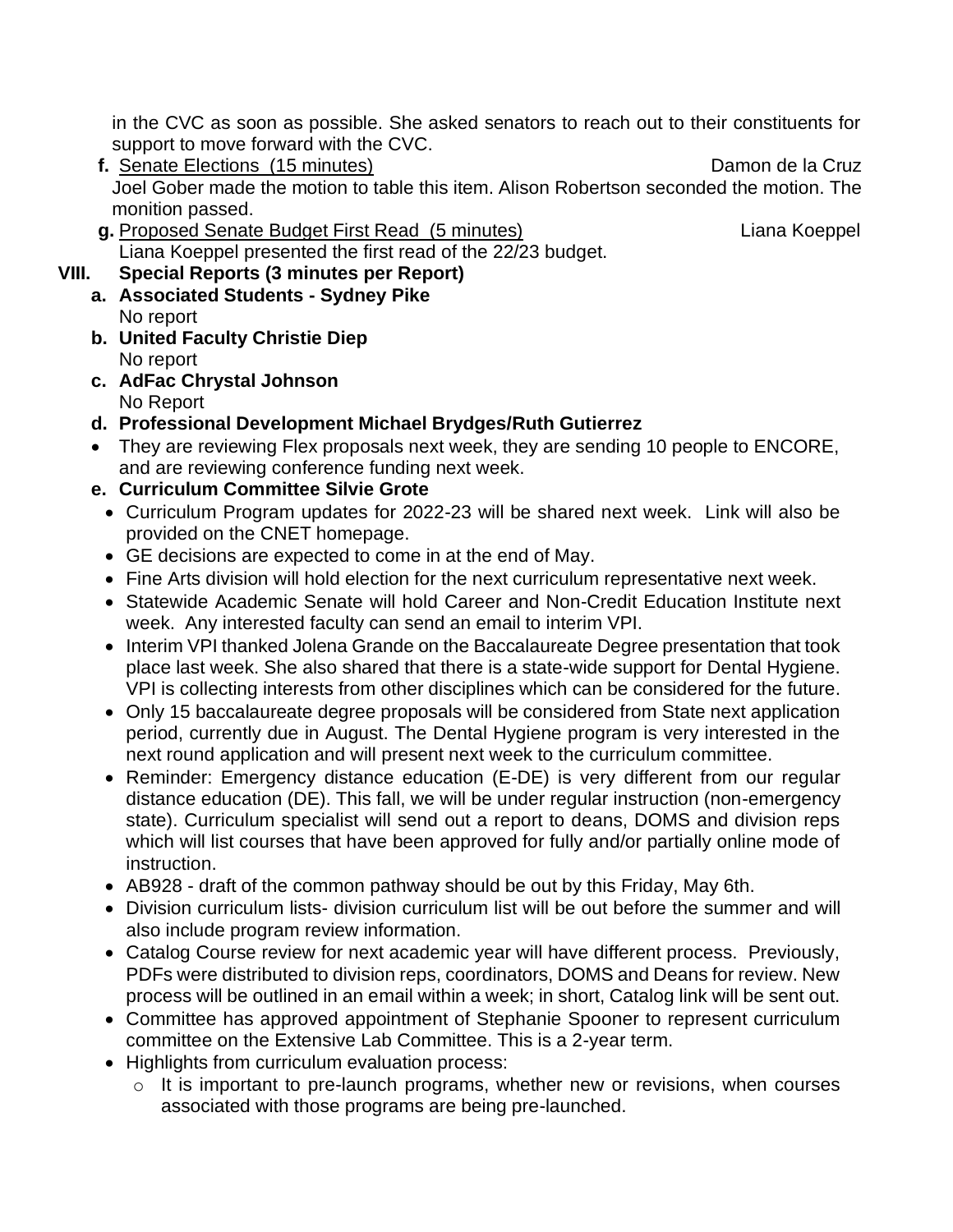in the CVC as soon as possible. She asked senators to reach out to their constituents for support to move forward with the CVC.

**f.** Senate Elections (15 minutes) Damon de la Cruz

Joel Gober made the motion to table this item. Alison Robertson seconded the motion. The monition passed.

**g.** Proposed Senate Budget First Read (5 minutes) Liana Koeppel

Liana Koeppel presented the first read of the 22/23 budget.

## VIII. Special Reports (3 minutes per Report)

**a. Associated Students - Sydney Pike**

No report

**b. United Faculty Christie Diep**

No report

**c. AdFac Chrystal Johnson**

No Report

**d. Professional Development Michael Brydges/Ruth Gutierrez**

- They are reviewing Flex proposals next week, they are sending 10 people to ENCORE, and are reviewing conference funding next week.

**e. Curriculum Committee Silvie Grote**

- Curriculum Program updates for 2022-23 will be shared next week. Link will also be provided on the CNET homepage.
- GE decisions are expected to come in at the end of May.
- Fine Arts division will hold election for the next curriculum representative next week.
- Statewide Academic Senate will hold Career and Non-Credit Education Institute next week. Any interested faculty can send an email to interim VPI.
- Interim VPI thanked Jolena Grande on the Baccalaureate Degree presentation that took place last week. She also shared that there is a state-wide support for Dental Hygiene. VPI is collecting interests from other disciplines which can be considered for the future.
- Only 15 baccalaureate degree proposals will be considered from State next application period, currently due in August. The Dental Hygiene program is very interested in the next round application and will present next week to the curriculum committee.
- Reminder: Emergency distance education (E-DE) is very different from our regular distance education (DE). This fall, we will be under regular instruction (non-emergency state). Curriculum specialist will send out a report to deans, DOMS and division reps which will list courses that have been approved for fully and/or partially online mode of instruction.
- AB928 - draft of the common pathway should be out by this Friday, May 6th.
- Division curriculum lists- division curriculum list will be out before the summer and will also include program review information.
- Catalog Course review for next academic year will have different process. Previously, PDFs were distributed to division reps, coordinators, DOMS and Deans for review. New process will be outlined in an email within a week; in short, Catalog link will be sent out.
- Committee has approved appointment of Stephanie Spooner to represent curriculum committee on the Extensive Lab Committee. This is a 2-year term.
- Highlights from curriculum evaluation process:
  - It is important to pre-launch programs, whether new or revisions, when courses associated with those programs are being pre-launched.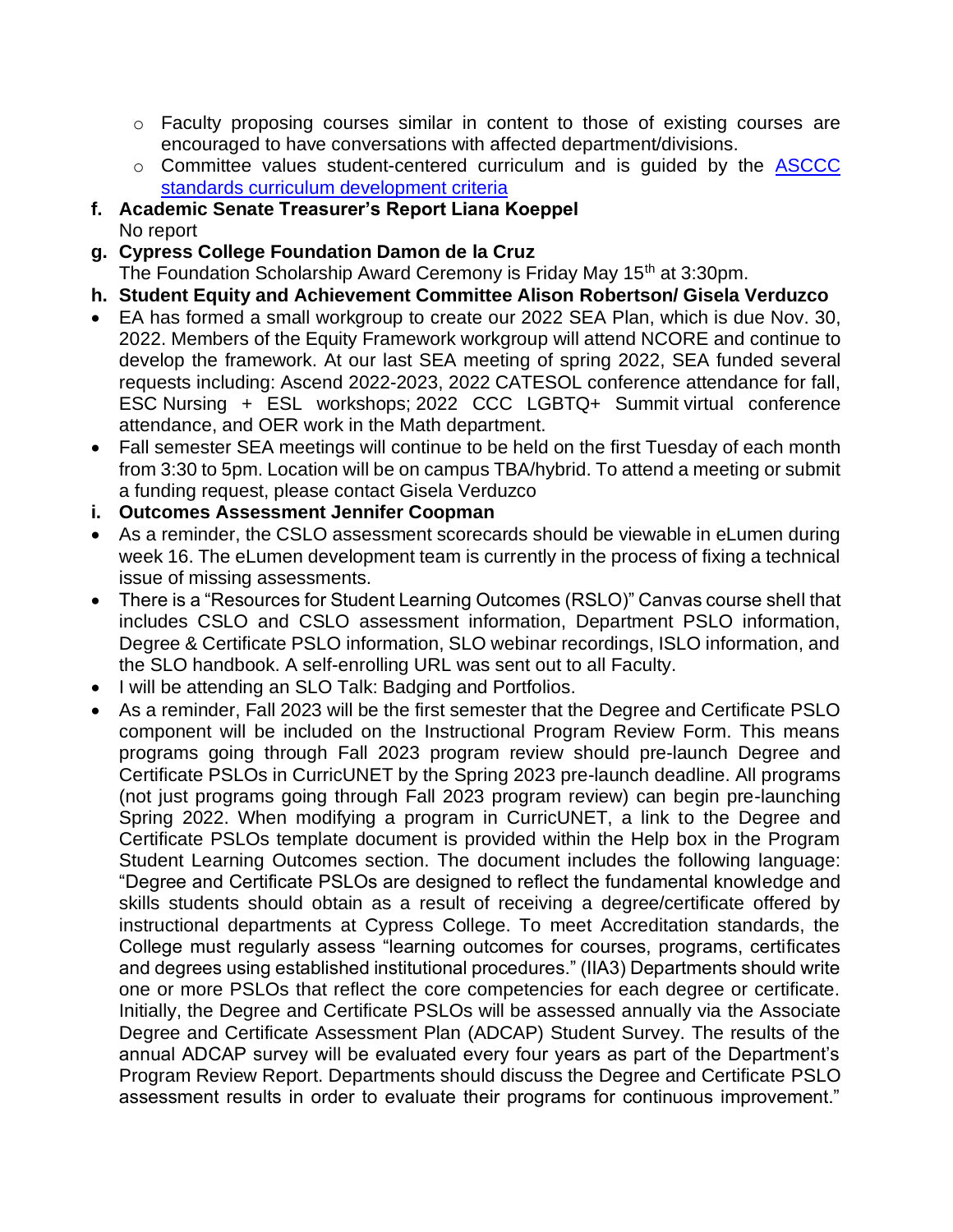- Faculty proposing courses similar in content to those of existing courses are encouraged to have conversations with affected department/divisions.
- Committee values student-centered curriculum and is guided by the [ASCCC standards curriculum development criteria]()

**f. Academic Senate Treasurer's Report Liana Koeppel**
No report

**g. Cypress College Foundation Damon de la Cruz**
The Foundation Scholarship Award Ceremony is Friday May 15th at 3:30pm.

**h. Student Equity and Achievement Committee Alison Robertson/ Gisela Verduzco**

- EA has formed a small workgroup to create our 2022 SEA Plan, which is due Nov. 30, 2022. Members of the Equity Framework workgroup will attend NCORE and continue to develop the framework. At our last SEA meeting of spring 2022, SEA funded several requests including: Ascend 2022-2023, 2022 CATESOL conference attendance for fall, ESC Nursing + ESL workshops; 2022 CCC LGBTQ+ Summit virtual conference attendance, and OER work in the Math department.
- Fall semester SEA meetings will continue to be held on the first Tuesday of each month from 3:30 to 5pm. Location will be on campus TBA/hybrid. To attend a meeting or submit a funding request, please contact Gisela Verduzco

**i. Outcomes Assessment Jennifer Coopman**

- As a reminder, the CSLO assessment scorecards should be viewable in eLumen during week 16. The eLumen development team is currently in the process of fixing a technical issue of missing assessments.
- There is a "Resources for Student Learning Outcomes (RSLO)" Canvas course shell that includes CSLO and CSLO assessment information, Department PSLO information, Degree & Certificate PSLO information, SLO webinar recordings, ISLO information, and the SLO handbook. A self-enrolling URL was sent out to all Faculty.
- I will be attending an SLO Talk: Badging and Portfolios.
- As a reminder, Fall 2023 will be the first semester that the Degree and Certificate PSLO component will be included on the Instructional Program Review Form. This means programs going through Fall 2023 program review should pre-launch Degree and Certificate PSLOs in CurricUNET by the Spring 2023 pre-launch deadline. All programs (not just programs going through Fall 2023 program review) can begin pre-launching Spring 2022. When modifying a program in CurricUNET, a link to the Degree and Certificate PSLOs template document is provided within the Help box in the Program Student Learning Outcomes section. The document includes the following language: "Degree and Certificate PSLOs are designed to reflect the fundamental knowledge and skills students should obtain as a result of receiving a degree/certificate offered by instructional departments at Cypress College. To meet Accreditation standards, the College must regularly assess "learning outcomes for courses, programs, certificates and degrees using established institutional procedures." (IIA3) Departments should write one or more PSLOs that reflect the core competencies for each degree or certificate. Initially, the Degree and Certificate PSLOs will be assessed annually via the Associate Degree and Certificate Assessment Plan (ADCAP) Student Survey. The results of the annual ADCAP survey will be evaluated every four years as part of the Department's Program Review Report. Departments should discuss the Degree and Certificate PSLO assessment results in order to evaluate their programs for continuous improvement."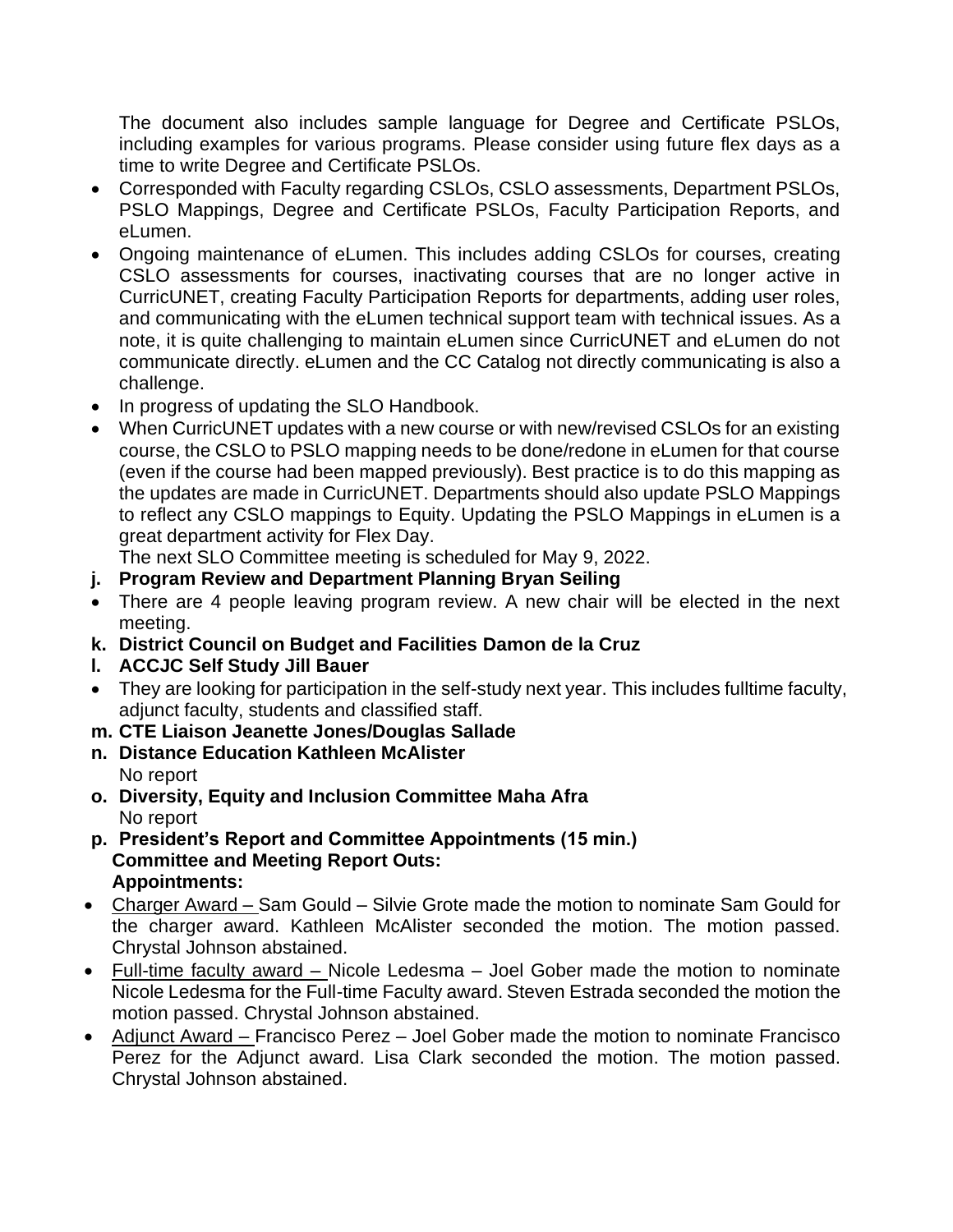The document also includes sample language for Degree and Certificate PSLOs, including examples for various programs. Please consider using future flex days as a time to write Degree and Certificate PSLOs.

- Corresponded with Faculty regarding CSLOs, CSLO assessments, Department PSLOs, PSLO Mappings, Degree and Certificate PSLOs, Faculty Participation Reports, and eLumen.
- Ongoing maintenance of eLumen. This includes adding CSLOs for courses, creating CSLO assessments for courses, inactivating courses that are no longer active in CurricUNET, creating Faculty Participation Reports for departments, adding user roles, and communicating with the eLumen technical support team with technical issues. As a note, it is quite challenging to maintain eLumen since CurricUNET and eLumen do not communicate directly. eLumen and the CC Catalog not directly communicating is also a challenge.
- In progress of updating the SLO Handbook.
- When CurricUNET updates with a new course or with new/revised CSLOs for an existing course, the CSLO to PSLO mapping needs to be done/redone in eLumen for that course (even if the course had been mapped previously). Best practice is to do this mapping as the updates are made in CurricUNET. Departments should also update PSLO Mappings to reflect any CSLO mappings to Equity. Updating the PSLO Mappings in eLumen is a great department activity for Flex Day.

  The next SLO Committee meeting is scheduled for May 9, 2022.

**j. Program Review and Department Planning Bryan Seiling**

- There are 4 people leaving program review. A new chair will be elected in the next meeting.

**k. District Council on Budget and Facilities Damon de la Cruz**

**l. ACCJC Self Study Jill Bauer**

- They are looking for participation in the self-study next year. This includes fulltime faculty, adjunct faculty, students and classified staff.

**m. CTE Liaison Jeanette Jones/Douglas Sallade**

**n. Distance Education Kathleen McAlister**

No report

**o. Diversity, Equity and Inclusion Committee Maha Afra**

No report

**p. President's Report and Committee Appointments (15 min.)**

**Committee and Meeting Report Outs:**

**Appointments:**

- Charger Award – Sam Gould – Silvie Grote made the motion to nominate Sam Gould for the charger award. Kathleen McAlister seconded the motion. The motion passed. Chrystal Johnson abstained.
- Full-time faculty award – Nicole Ledesma – Joel Gober made the motion to nominate Nicole Ledesma for the Full-time Faculty award. Steven Estrada seconded the motion the motion passed. Chrystal Johnson abstained.
- Adjunct Award – Francisco Perez – Joel Gober made the motion to nominate Francisco Perez for the Adjunct award. Lisa Clark seconded the motion. The motion passed. Chrystal Johnson abstained.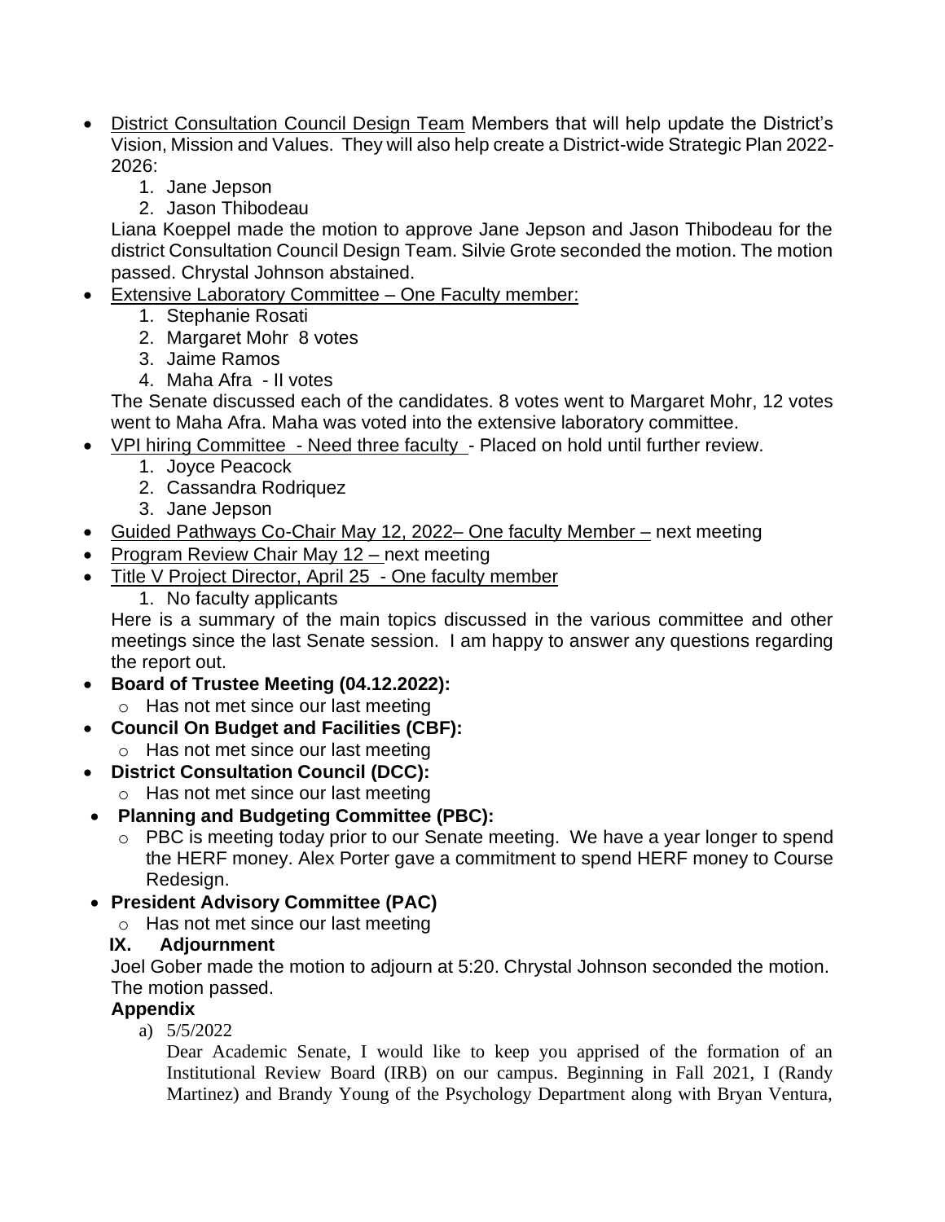- District Consultation Council Design Team Members that will help update the District's Vision, Mission and Values. They will also help create a District-wide Strategic Plan 2022-2026:
    1. Jane Jepson
    2. Jason Thibodeau

  Liana Koeppel made the motion to approve Jane Jepson and Jason Thibodeau for the district Consultation Council Design Team. Silvie Grote seconded the motion. The motion passed. Chrystal Johnson abstained.
- Extensive Laboratory Committee – One Faculty member:
    1. Stephanie Rosati
    2. Margaret Mohr 8 votes
    3. Jaime Ramos
    4. Maha Afra - II votes

  The Senate discussed each of the candidates. 8 votes went to Margaret Mohr, 12 votes went to Maha Afra. Maha was voted into the extensive laboratory committee.
- VPI hiring Committee - Need three faculty - Placed on hold until further review.
    1. Joyce Peacock
    2. Cassandra Rodriquez
    3. Jane Jepson
- Guided Pathways Co-Chair May 12, 2022– One faculty Member – next meeting
- Program Review Chair May 12 – next meeting
- Title V Project Director, April 25 - One faculty member
    1. No faculty applicants

  Here is a summary of the main topics discussed in the various committee and other meetings since the last Senate session. I am happy to answer any questions regarding the report out.
- **Board of Trustee Meeting (04.12.2022):**
    - Has not met since our last meeting
- **Council On Budget and Facilities (CBF):**
    - Has not met since our last meeting
- **District Consultation Council (DCC):**
    - Has not met since our last meeting
- **Planning and Budgeting Committee (PBC):**
    - PBC is meeting today prior to our Senate meeting. We have a year longer to spend the HERF money. Alex Porter gave a commitment to spend HERF money to Course Redesign.
- **President Advisory Committee (PAC)**
    - Has not met since our last meeting

## IX. Adjournment

Joel Gober made the motion to adjourn at 5:20. Chrystal Johnson seconded the motion. The motion passed.

**Appendix**

a) 5/5/2022

Dear Academic Senate, I would like to keep you apprised of the formation of an Institutional Review Board (IRB) on our campus. Beginning in Fall 2021, I (Randy Martinez) and Brandy Young of the Psychology Department along with Bryan Ventura,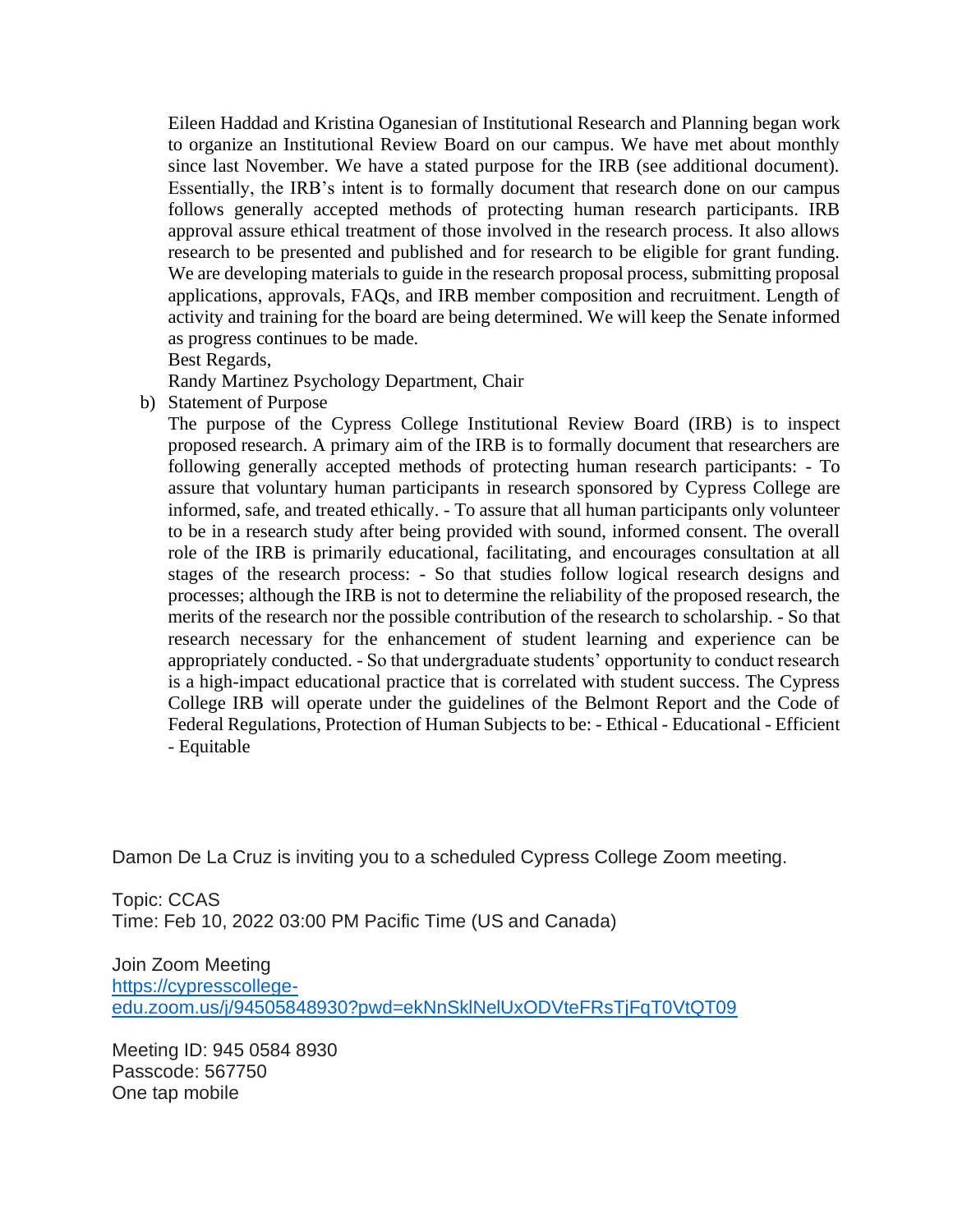Eileen Haddad and Kristina Oganesian of Institutional Research and Planning began work to organize an Institutional Review Board on our campus. We have met about monthly since last November. We have a stated purpose for the IRB (see additional document). Essentially, the IRB's intent is to formally document that research done on our campus follows generally accepted methods of protecting human research participants. IRB approval assure ethical treatment of those involved in the research process. It also allows research to be presented and published and for research to be eligible for grant funding. We are developing materials to guide in the research proposal process, submitting proposal applications, approvals, FAQs, and IRB member composition and recruitment. Length of activity and training for the board are being determined. We will keep the Senate informed as progress continues to be made.

Best Regards,

Randy Martinez Psychology Department, Chair

b) Statement of Purpose

The purpose of the Cypress College Institutional Review Board (IRB) is to inspect proposed research. A primary aim of the IRB is to formally document that researchers are following generally accepted methods of protecting human research participants: - To assure that voluntary human participants in research sponsored by Cypress College are informed, safe, and treated ethically. - To assure that all human participants only volunteer to be in a research study after being provided with sound, informed consent. The overall role of the IRB is primarily educational, facilitating, and encourages consultation at all stages of the research process: - So that studies follow logical research designs and processes; although the IRB is not to determine the reliability of the proposed research, the merits of the research nor the possible contribution of the research to scholarship. - So that research necessary for the enhancement of student learning and experience can be appropriately conducted. - So that undergraduate students' opportunity to conduct research is a high-impact educational practice that is correlated with student success. The Cypress College IRB will operate under the guidelines of the Belmont Report and the Code of Federal Regulations, Protection of Human Subjects to be: - Ethical - Educational - Efficient - Equitable

Damon De La Cruz is inviting you to a scheduled Cypress College Zoom meeting.

Topic: CCAS
Time: Feb 10, 2022 03:00 PM Pacific Time (US and Canada)

Join Zoom Meeting
https://cypresscollege-edu.zoom.us/j/94505848930?pwd=ekNnSklNelUxODVteFRsTjFqT0VtQT09

Meeting ID: 945 0584 8930
Passcode: 567750
One tap mobile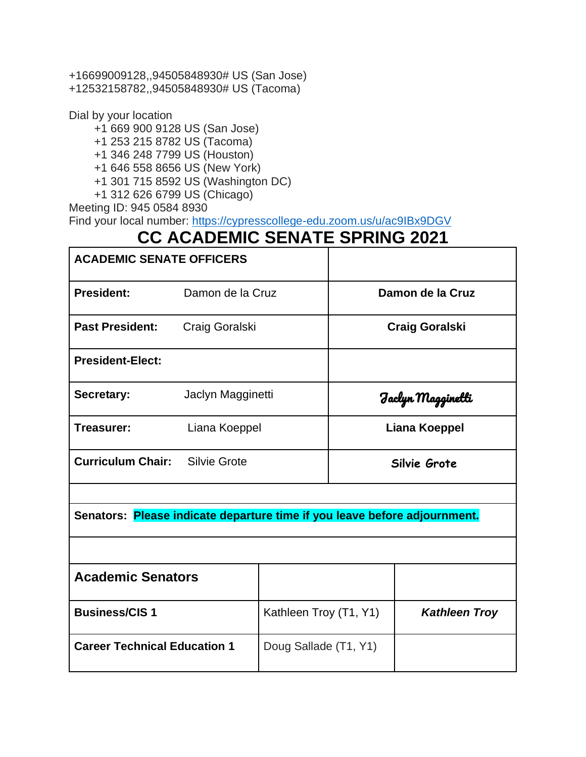+16699009128,,94505848930# US (San Jose)
+12532158782,,94505848930# US (Tacoma)

Dial by your location
    +1 669 900 9128 US (San Jose)
    +1 253 215 8782 US (Tacoma)
    +1 346 248 7799 US (Houston)
    +1 646 558 8656 US (New York)
    +1 301 715 8592 US (Washington DC)
    +1 312 626 6799 US (Chicago)
Meeting ID: 945 0584 8930
Find your local number: https://cypresscollege-edu.zoom.us/u/ac9IBx9DGV

# CC ACADEMIC SENATE SPRING 2021

| **ACADEMIC SENATE OFFICERS** | | |
|---|---|---|
| **President:** | Damon de la Cruz | **Damon de la Cruz** |
| **Past President:** | Craig Goralski | **Craig Goralski** |
| **President-Elect:** | | |
| **Secretary:** | Jaclyn Magginetti | *Jaclyn Magginetti* |
| **Treasurer:** | Liana Koeppel | **Liana Koeppel** |
| **Curriculum Chair:** | Silvie Grote | **Silvie Grote** |

**Senators: Please indicate departure time if you leave before adjournment.**

| **Academic Senators** | | |
|---|---|---|
| **Business/CIS 1** | Kathleen Troy (T1, Y1) | ***Kathleen Troy*** |
| **Career Technical Education 1** | Doug Sallade (T1, Y1) | |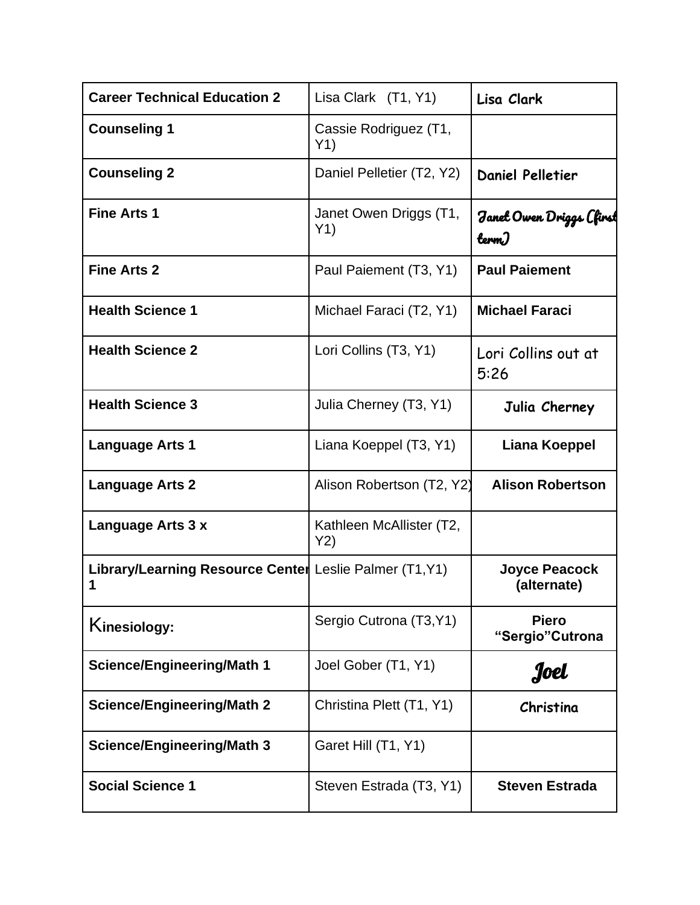| **Career Technical Education 2** | Lisa Clark (T1, Y1) | Lisa Clark |
|---|---|---|
| **Counseling 1** | Cassie Rodriguez (T1, Y1) | |
| **Counseling 2** | Daniel Pelletier (T2, Y2) | Daniel Pelletier |
| **Fine Arts 1** | Janet Owen Driggs (T1, Y1) | Janet Owen Driggs (first term) |
| **Fine Arts 2** | Paul Paiement (T3, Y1) | **Paul Paiement** |
| **Health Science 1** | Michael Faraci (T2, Y1) | **Michael Faraci** |
| **Health Science 2** | Lori Collins (T3, Y1) | Lori Collins out at 5:26 |
| **Health Science 3** | Julia Cherney (T3, Y1) | Julia Cherney |
| **Language Arts 1** | Liana Koeppel (T3, Y1) | **Liana Koeppel** |
| **Language Arts 2** | Alison Robertson (T2, Y2) | **Alison Robertson** |
| **Language Arts 3 x** | Kathleen McAllister (T2, Y2) | |
| **Library/Learning Resource Center 1** | Leslie Palmer (T1,Y1) | **Joyce Peacock (alternate)** |
| **Kinesiology:** | Sergio Cutrona (T3,Y1) | **Piero "Sergio"Cutrona** |
| **Science/Engineering/Math 1** | Joel Gober (T1, Y1) | Joel |
| **Science/Engineering/Math 2** | Christina Plett (T1, Y1) | Christina |
| **Science/Engineering/Math 3** | Garet Hill (T1, Y1) | |
| **Social Science 1** | Steven Estrada (T3, Y1) | **Steven Estrada** |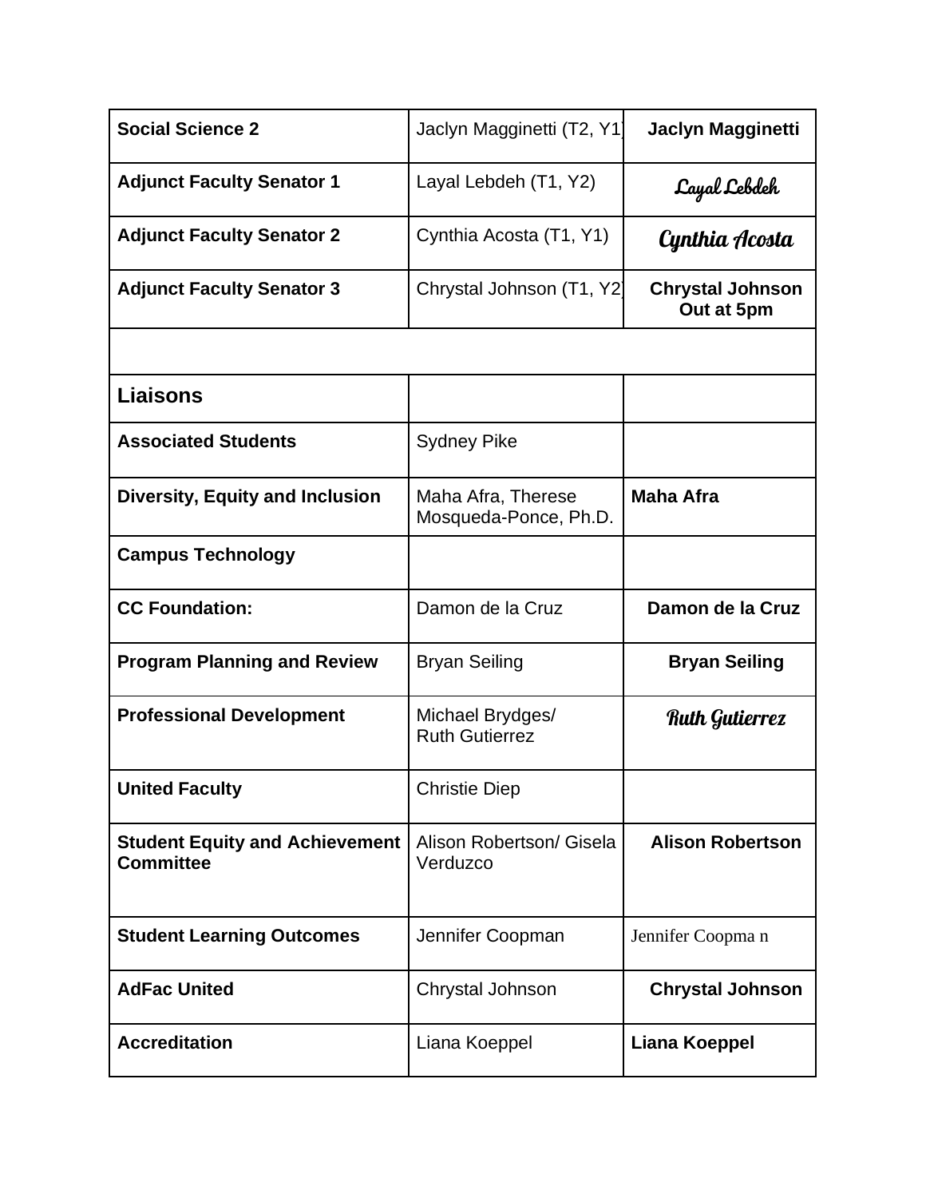| Social Science 2 | Jaclyn Magginetti (T2, Y1) | Jaclyn Magginetti |
|---|---|---|
| Adjunct Faculty Senator 1 | Layal Lebdeh (T1, Y2) | Layal Lebdeh |
| Adjunct Faculty Senator 2 | Cynthia Acosta (T1, Y1) | Cynthia Acosta |
| Adjunct Faculty Senator 3 | Chrystal Johnson (T1, Y2) | Chrystal Johnson Out at 5pm |
| | | |
| **Liaisons** | | |
| Associated Students | Sydney Pike | |
| Diversity, Equity and Inclusion | Maha Afra, Therese Mosqueda-Ponce, Ph.D. | Maha Afra |
| Campus Technology | | |
| CC Foundation: | Damon de la Cruz | Damon de la Cruz |
| Program Planning and Review | Bryan Seiling | Bryan Seiling |
| Professional Development | Michael Brydges/ Ruth Gutierrez | Ruth Gutierrez |
| United Faculty | Christie Diep | |
| Student Equity and Achievement Committee | Alison Robertson/ Gisela Verduzco | Alison Robertson |
| Student Learning Outcomes | Jennifer Coopman | Jennifer Coopma n |
| AdFac United | Chrystal Johnson | Chrystal Johnson |
| Accreditation | Liana Koeppel | Liana Koeppel |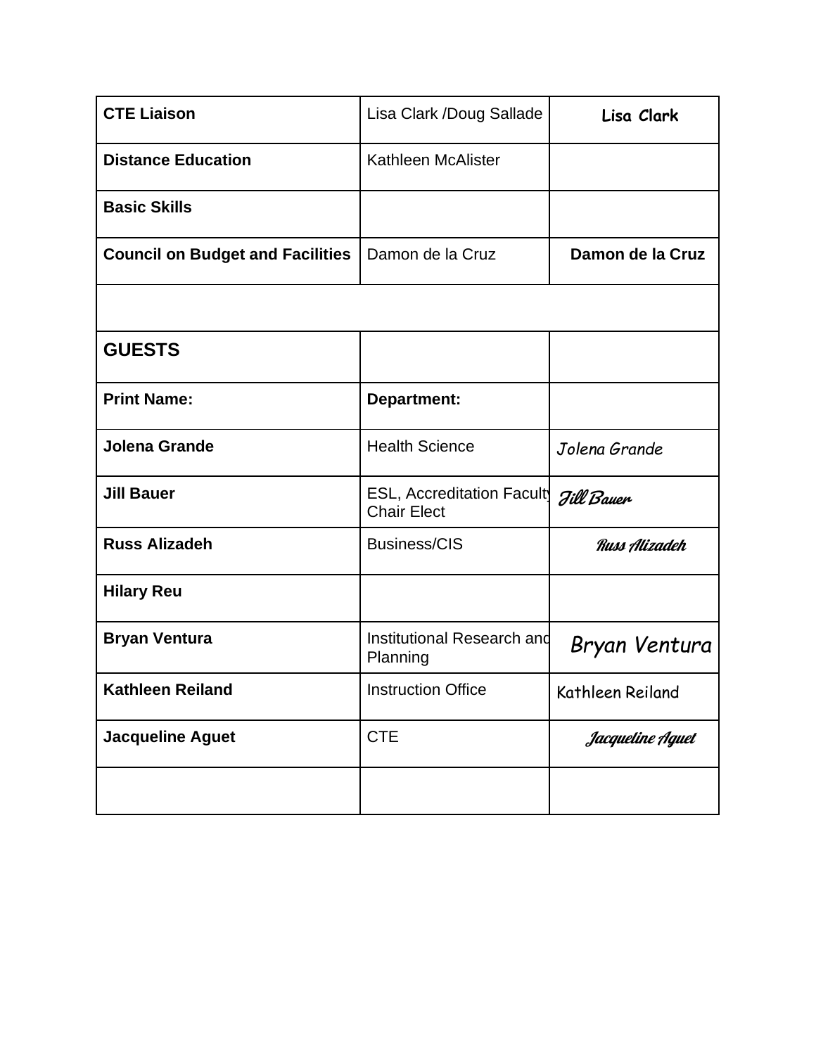| | | |
|---|---|---|
| **CTE Liaison** | Lisa Clark /Doug Sallade | Lisa Clark |
| **Distance Education** | Kathleen McAlister | |
| **Basic Skills** | | |
| **Council on Budget and Facilities** | Damon de la Cruz | **Damon de la Cruz** |
| | | |
| **GUESTS** | | |
| **Print Name:** | **Department:** | |
| **Jolena Grande** | Health Science | Jolena Grande |
| **Jill Bauer** | ESL, Accreditation Faculty Chair Elect | Jill Bauer |
| **Russ Alizadeh** | Business/CIS | Russ Alizadeh |
| **Hilary Reu** | | |
| **Bryan Ventura** | Institutional Research and Planning | Bryan Ventura |
| **Kathleen Reiland** | Instruction Office | Kathleen Reiland |
| **Jacqueline Aguet** | CTE | Jacqueline Aguet |
| | | |